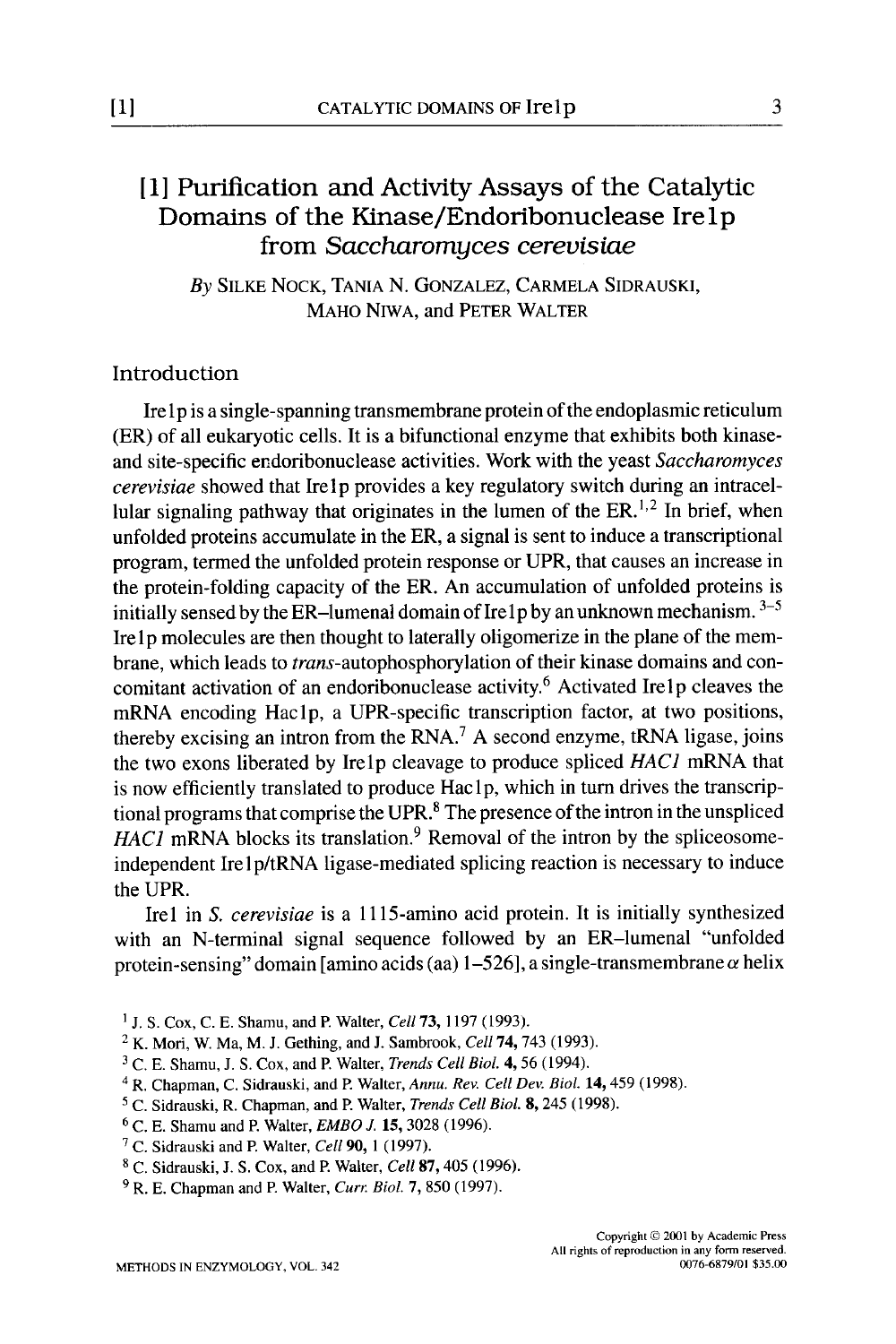# [1] Purification and Activity Assays of the Catalytic Domains of the Kinase/Endoribonuclease Ire1p from *Saccharomyces cerevisiae*

*By* SILKE NOCK, TANIA N. GONZALEZ, CARMELA SIDRAUSKI, MAHO NIWA, and PETER WALTER

## Introduction

Ire1p is a single-spanning transmembrane protein of the endoplasmic reticulum (ER) of all eukaryotic cells. It is a bifunctional enzyme that exhibits both kinase- and site-specific endoribonuclease activities. Work with the yeast *Saccharomyces cerevisiae* showed that Ire1p provides a key regulatory switch during an intracellular signaling pathway that originates in the lumen of the ER.[1,2] In brief, when unfolded proteins accumulate in the ER, a signal is sent to induce a transcriptional program, termed the unfolded protein response or UPR, that causes an increase in the protein-folding capacity of the ER. An accumulation of unfolded proteins is initially sensed by the ER–lumenal domain of Ire1p by an unknown mechanism.[3–5] Ire1p molecules are then thought to laterally oligomerize in the plane of the membrane, which leads to *trans*-autophosphorylation of their kinase domains and concomitant activation of an endoribonuclease activity.[6] Activated Ire1p cleaves the mRNA encoding Hac1p, a UPR-specific transcription factor, at two positions, thereby excising an intron from the RNA.[7] A second enzyme, tRNA ligase, joins the two exons liberated by Ire1p cleavage to produce spliced *HAC1* mRNA that is now efficiently translated to produce Hac1p, which in turn drives the transcriptional programs that comprise the UPR.[8] The presence of the intron in the unspliced *HAC1* mRNA blocks its translation.[9] Removal of the intron by the spliceosome-independent Ire1p/tRNA ligase-mediated splicing reaction is necessary to induce the UPR.

Ire1 in *S. cerevisiae* is a 1115-amino acid protein. It is initially synthesized with an N-terminal signal sequence followed by an ER–lumenal "unfolded protein-sensing" domain [amino acids (aa) 1–526], a single-transmembrane $\alpha$ helix

[1] J. S. Cox, C. E. Shamu, and P. Walter, *Cell* **73**, 1197 (1993).

[2] K. Mori, W. Ma, M. J. Gething, and J. Sambrook, *Cell* **74**, 743 (1993).

[3] C. E. Shamu, J. S. Cox, and P. Walter, *Trends Cell Biol.* **4**, 56 (1994).

[4] R. Chapman, C. Sidrauski, and P. Walter, *Annu. Rev. Cell Dev. Biol.* **14**, 459 (1998).

[5] C. Sidrauski, R. Chapman, and P. Walter, *Trends Cell Biol.* **8**, 245 (1998).

[6] C. E. Shamu and P. Walter, *EMBO J.* **15**, 3028 (1996).

[7] C. Sidrauski and P. Walter, *Cell* **90**, 1 (1997).

[8] C. Sidrauski, J. S. Cox, and P. Walter, *Cell* **87**, 405 (1996).

[9] R. E. Chapman and P. Walter, *Curr. Biol.* **7**, 850 (1997).

Copyright © 2001 by Academic Press
All rights of reproduction in any form reserved.
0076-6879/01 $35.00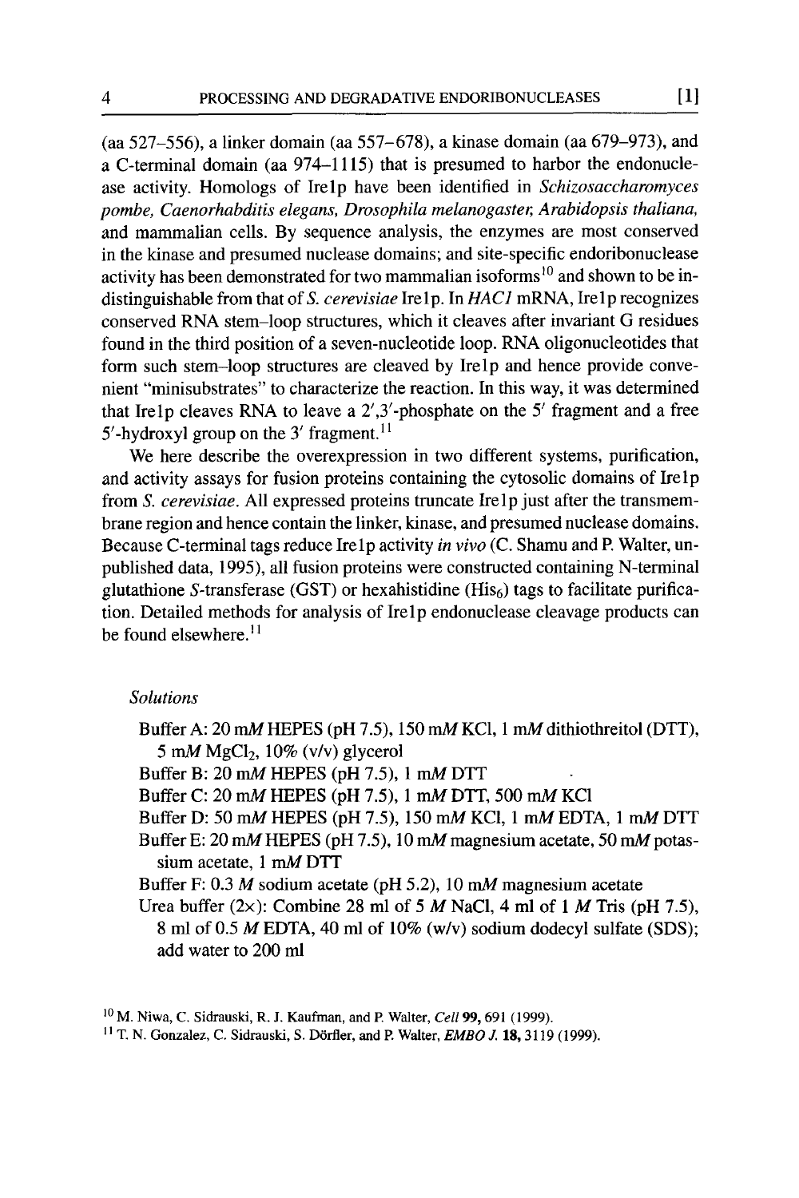(aa 527–556), a linker domain (aa 557–678), a kinase domain (aa 679–973), and a C-terminal domain (aa 974–1115) that is presumed to harbor the endonuclease activity. Homologs of Ire1p have been identified in *Schizosaccharomyces pombe, Caenorhabditis elegans, Drosophila melanogaster, Arabidopsis thaliana,* and mammalian cells. By sequence analysis, the enzymes are most conserved in the kinase and presumed nuclease domains; and site-specific endoribonuclease activity has been demonstrated for two mammalian isoforms[10] and shown to be indistinguishable from that of *S. cerevisiae* Ire1p. In *HAC1* mRNA, Ire1p recognizes conserved RNA stem–loop structures, which it cleaves after invariant G residues found in the third position of a seven-nucleotide loop. RNA oligonucleotides that form such stem–loop structures are cleaved by Ire1p and hence provide convenient "minisubstrates" to characterize the reaction. In this way, it was determined that Ire1p cleaves RNA to leave a 2′,3′-phosphate on the 5′ fragment and a free 5′-hydroxyl group on the 3′ fragment.[11]

We here describe the overexpression in two different systems, purification, and activity assays for fusion proteins containing the cytosolic domains of Ire1p from *S. cerevisiae*. All expressed proteins truncate Ire1p just after the transmembrane region and hence contain the linker, kinase, and presumed nuclease domains. Because C-terminal tags reduce Ire1p activity *in vivo* (C. Shamu and P. Walter, unpublished data, 1995), all fusion proteins were constructed containing N-terminal glutathione *S*-transferase (GST) or hexahistidine ($His_6$) tags to facilitate purification. Detailed methods for analysis of Ire1p endonuclease cleavage products can be found elsewhere.[11]

*Solutions*

- Buffer A: 20 m*M* HEPES (pH 7.5), 150 m*M* KCl, 1 m*M* dithiothreitol (DTT), 5 m*M* $MgCl_2$, 10% (v/v) glycerol
- Buffer B: 20 m*M* HEPES (pH 7.5), 1 m*M* DTT
- Buffer C: 20 m*M* HEPES (pH 7.5), 1 m*M* DTT, 500 m*M* KCl
- Buffer D: 50 m*M* HEPES (pH 7.5), 150 m*M* KCl, 1 m*M* EDTA, 1 m*M* DTT
- Buffer E: 20 m*M* HEPES (pH 7.5), 10 m*M* magnesium acetate, 50 m*M* potassium acetate, 1 m*M* DTT
- Buffer F: 0.3 *M* sodium acetate (pH 5.2), 10 m*M* magnesium acetate
- Urea buffer (2×): Combine 28 ml of 5 *M* NaCl, 4 ml of 1 *M* Tris (pH 7.5), 8 ml of 0.5 *M* EDTA, 40 ml of 10% (w/v) sodium dodecyl sulfate (SDS); add water to 200 ml

[10] M. Niwa, C. Sidrauski, R. J. Kaufman, and P. Walter, *Cell* **99,** 691 (1999).

[11] T. N. Gonzalez, C. Sidrauski, S. Dörfler, and P. Walter, *EMBO J.* **18,** 3119 (1999).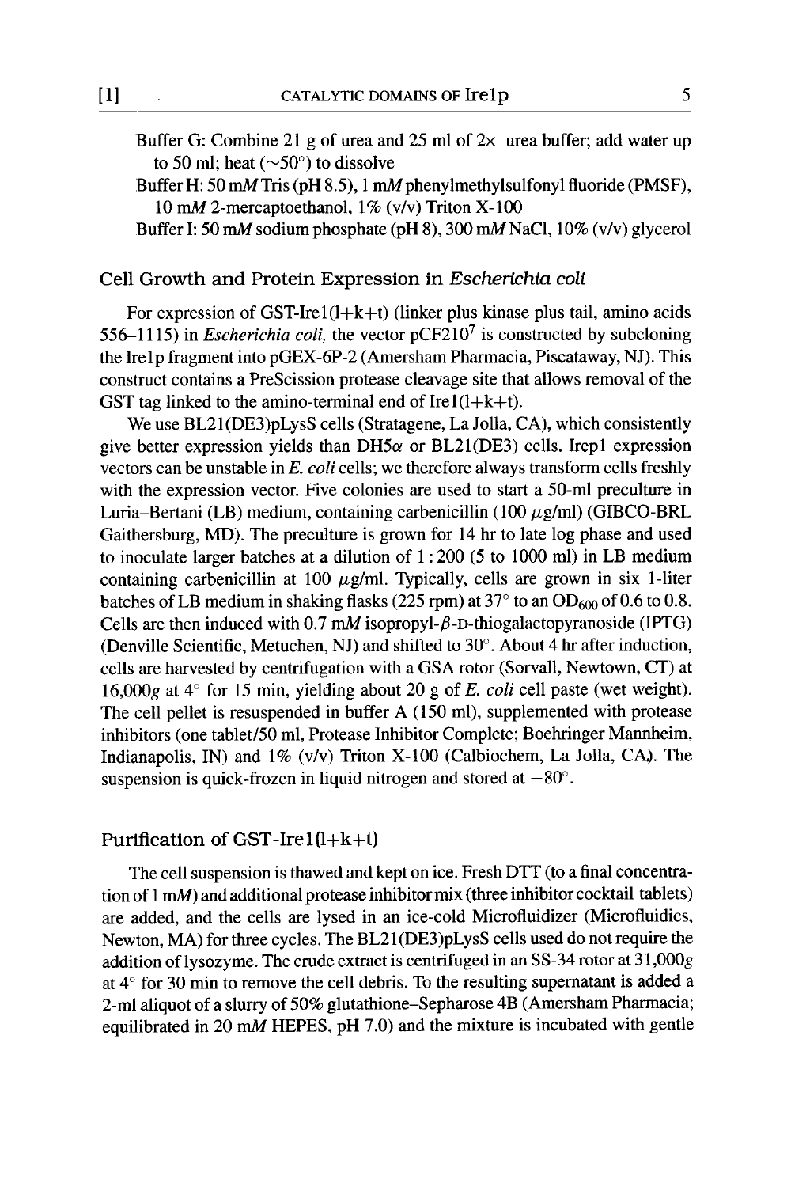Buffer G: Combine 21 g of urea and 25 ml of 2× urea buffer; add water up to 50 ml; heat (~50°) to dissolve

Buffer H: 50 m*M* Tris (pH 8.5), 1 m*M* phenylmethylsulfonyl fluoride (PMSF), 10 m*M* 2-mercaptoethanol, 1% (v/v) Triton X-100

Buffer I: 50 m*M* sodium phosphate (pH 8), 300 m*M* NaCl, 10% (v/v) glycerol

## Cell Growth and Protein Expression in *Escherichia coli*

For expression of GST-Ire1(l+k+t) (linker plus kinase plus tail, amino acids 556–1115) in *Escherichia coli,* the vector pCF210[7] is constructed by subcloning the Ire1p fragment into pGEX-6P-2 (Amersham Pharmacia, Piscataway, NJ). This construct contains a PreScission protease cleavage site that allows removal of the GST tag linked to the amino-terminal end of Ire1(l+k+t).

We use BL21(DE3)pLysS cells (Stratagene, La Jolla, CA), which consistently give better expression yields than DH5α or BL21(DE3) cells. Ire1p expression vectors can be unstable in *E. coli* cells; we therefore always transform cells freshly with the expression vector. Five colonies are used to start a 50-ml preculture in Luria–Bertani (LB) medium, containing carbenicillin (100 μg/ml) (GIBCO-BRL Gaithersburg, MD). The preculture is grown for 14 hr to late log phase and used to inoculate larger batches at a dilution of 1 : 200 (5 to 1000 ml) in LB medium containing carbenicillin at 100 μg/ml. Typically, cells are grown in six 1-liter batches of LB medium in shaking flasks (225 rpm) at 37° to an $OD_{600}$ of 0.6 to 0.8. Cells are then induced with 0.7 m*M* isopropyl-β-D-thiogalactopyranoside (IPTG) (Denville Scientific, Metuchen, NJ) and shifted to 30°. About 4 hr after induction, cells are harvested by centrifugation with a GSA rotor (Sorvall, Newtown, CT) at 16,000*g* at 4° for 15 min, yielding about 20 g of *E. coli* cell paste (wet weight). The cell pellet is resuspended in buffer A (150 ml), supplemented with protease inhibitors (one tablet/50 ml, Protease Inhibitor Complete; Boehringer Mannheim, Indianapolis, IN) and 1% (v/v) Triton X-100 (Calbiochem, La Jolla, CA). The suspension is quick-frozen in liquid nitrogen and stored at −80°.

## Purification of GST-Ire1(l+k+t)

The cell suspension is thawed and kept on ice. Fresh DTT (to a final concentration of 1 m*M*) and additional protease inhibitor mix (three inhibitor cocktail tablets) are added, and the cells are lysed in an ice-cold Microfluidizer (Microfluidics, Newton, MA) for three cycles. The BL21(DE3)pLysS cells used do not require the addition of lysozyme. The crude extract is centrifuged in an SS-34 rotor at 31,000*g* at 4° for 30 min to remove the cell debris. To the resulting supernatant is added a 2-ml aliquot of a slurry of 50% glutathione–Sepharose 4B (Amersham Pharmacia; equilibrated in 20 m*M* HEPES, pH 7.0) and the mixture is incubated with gentle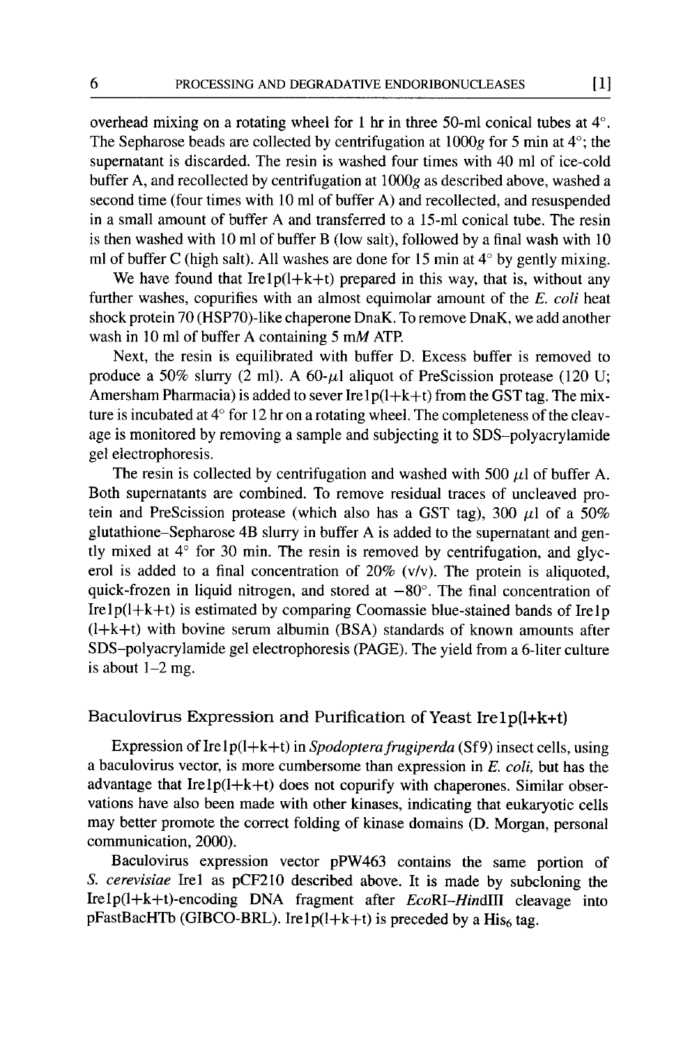overhead mixing on a rotating wheel for 1 hr in three 50-ml conical tubes at 4°. The Sepharose beads are collected by centrifugation at 1000*g* for 5 min at 4°; the supernatant is discarded. The resin is washed four times with 40 ml of ice-cold buffer A, and recollected by centrifugation at 1000*g* as described above, washed a second time (four times with 10 ml of buffer A) and recollected, and resuspended in a small amount of buffer A and transferred to a 15-ml conical tube. The resin is then washed with 10 ml of buffer B (low salt), followed by a final wash with 10 ml of buffer C (high salt). All washes are done for 15 min at 4° by gently mixing.

We have found that Ire1p(l+k+t) prepared in this way, that is, without any further washes, copurifies with an almost equimolar amount of the *E. coli* heat shock protein 70 (HSP70)-like chaperone DnaK. To remove DnaK, we add another wash in 10 ml of buffer A containing 5 m*M* ATP.

Next, the resin is equilibrated with buffer D. Excess buffer is removed to produce a 50% slurry (2 ml). A 60-$\mu$l aliquot of PreScission protease (120 U; Amersham Pharmacia) is added to sever Ire1p(l+k+t) from the GST tag. The mixture is incubated at 4° for 12 hr on a rotating wheel. The completeness of the cleavage is monitored by removing a sample and subjecting it to SDS–polyacrylamide gel electrophoresis.

The resin is collected by centrifugation and washed with 500 $\mu$l of buffer A. Both supernatants are combined. To remove residual traces of uncleaved protein and PreScission protease (which also has a GST tag), 300 $\mu$l of a 50% glutathione–Sepharose 4B slurry in buffer A is added to the supernatant and gently mixed at 4° for 30 min. The resin is removed by centrifugation, and glycerol is added to a final concentration of 20% (v/v). The protein is aliquoted, quick-frozen in liquid nitrogen, and stored at −80°. The final concentration of Ire1p(l+k+t) is estimated by comparing Coomassie blue-stained bands of Ire1p (l+k+t) with bovine serum albumin (BSA) standards of known amounts after SDS–polyacrylamide gel electrophoresis (PAGE). The yield from a 6-liter culture is about 1–2 mg.

## Baculovirus Expression and Purification of Yeast Ire1p(l+k+t)

Expression of Ire1p(l+k+t) in *Spodoptera frugiperda* (Sf9) insect cells, using a baculovirus vector, is more cumbersome than expression in *E. coli*, but has the advantage that Ire1p(l+k+t) does not copurify with chaperones. Similar observations have also been made with other kinases, indicating that eukaryotic cells may better promote the correct folding of kinase domains (D. Morgan, personal communication, 2000).

Baculovirus expression vector pPW463 contains the same portion of *S. cerevisiae* Ire1 as pCF210 described above. It is made by subcloning the Ire1p(l+k+t)-encoding DNA fragment after *Eco*RI–*Hin*dIII cleavage into pFastBacHTb (GIBCO-BRL). Ire1p(l+k+t) is preceded by a $His_6$ tag.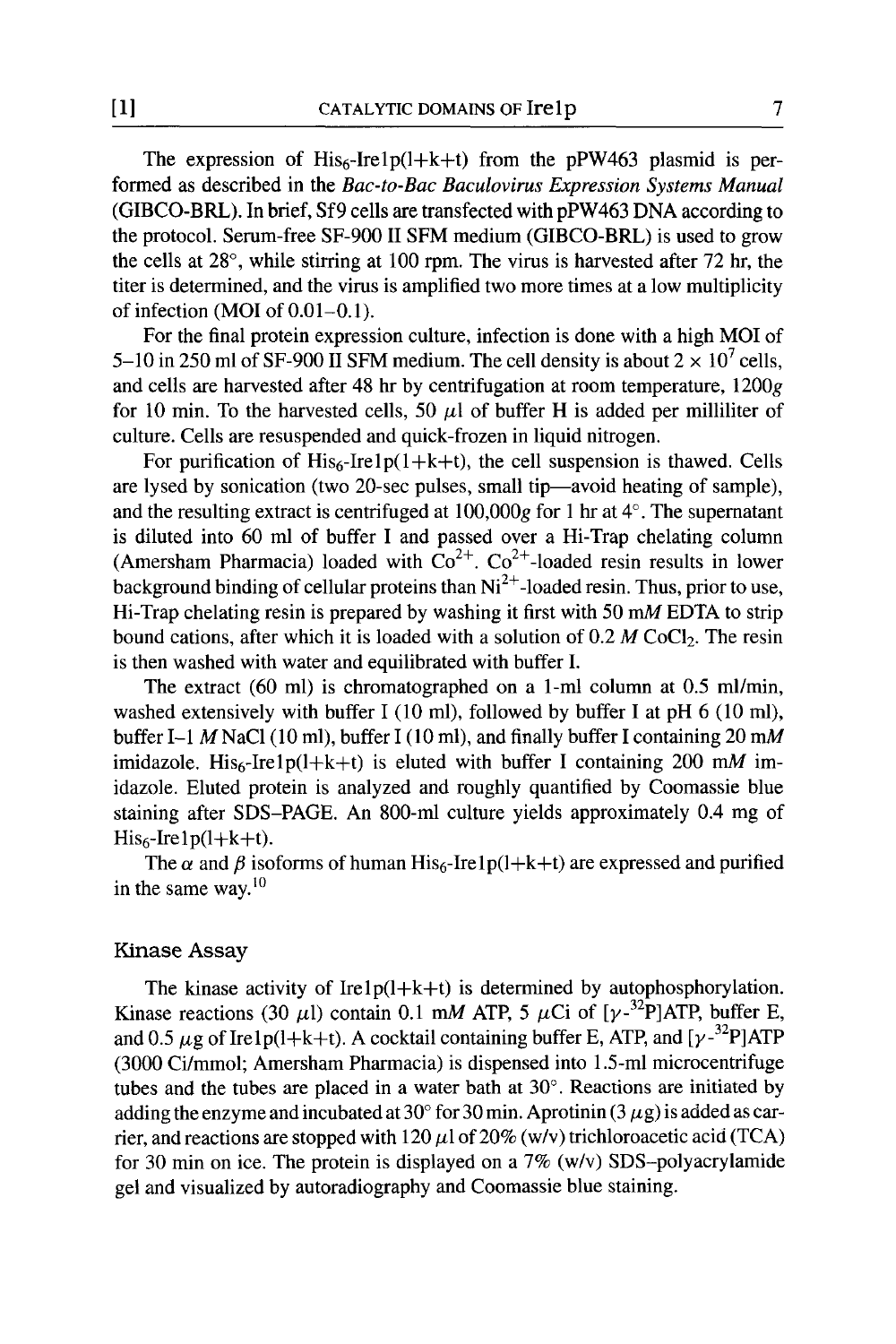The expression of $His_6$-Ire1p(l+k+t) from the pPW463 plasmid is performed as described in the *Bac-to-Bac Baculovirus Expression Systems Manual* (GIBCO-BRL). In brief, Sf9 cells are transfected with pPW463 DNA according to the protocol. Serum-free SF-900 II SFM medium (GIBCO-BRL) is used to grow the cells at 28°, while stirring at 100 rpm. The virus is harvested after 72 hr, the titer is determined, and the virus is amplified two more times at a low multiplicity of infection (MOI of 0.01–0.1).

For the final protein expression culture, infection is done with a high MOI of 5–10 in 250 ml of SF-900 II SFM medium. The cell density is about $2 \times 10^7$ cells, and cells are harvested after 48 hr by centrifugation at room temperature, 1200*g* for 10 min. To the harvested cells, 50 $\mu$l of buffer H is added per milliliter of culture. Cells are resuspended and quick-frozen in liquid nitrogen.

For purification of $His_6$-Ire1p(1+k+t), the cell suspension is thawed. Cells are lysed by sonication (two 20-sec pulses, small tip—avoid heating of sample), and the resulting extract is centrifuged at 100,000*g* for 1 hr at 4°. The supernatant is diluted into 60 ml of buffer I and passed over a Hi-Trap chelating column (Amersham Pharmacia) loaded with $Co^{2+}$. $Co^{2+}$-loaded resin results in lower background binding of cellular proteins than $Ni^{2+}$-loaded resin. Thus, prior to use, Hi-Trap chelating resin is prepared by washing it first with 50 m*M* EDTA to strip bound cations, after which it is loaded with a solution of 0.2 *M* $CoCl_2$. The resin is then washed with water and equilibrated with buffer I.

The extract (60 ml) is chromatographed on a 1-ml column at 0.5 ml/min, washed extensively with buffer I (10 ml), followed by buffer I at pH 6 (10 ml), buffer I–1 *M* NaCl (10 ml), buffer I (10 ml), and finally buffer I containing 20 m*M* imidazole. $His_6$-Ire1p(l+k+t) is eluted with buffer I containing 200 m*M* imidazole. Eluted protein is analyzed and roughly quantified by Coomassie blue staining after SDS–PAGE. An 800-ml culture yields approximately 0.4 mg of $His_6$-Ire1p(1+k+t).

The $\alpha$ and $\beta$ isoforms of human $His_6$-Ire1p(l+k+t) are expressed and purified in the same way.[10]

## Kinase Assay

The kinase activity of Ire1p(l+k+t) is determined by autophosphorylation. Kinase reactions (30 $\mu$l) contain 0.1 m*M* ATP, 5 $\mu$Ci of [$\gamma$-$^{32}$P]ATP, buffer E, and 0.5 $\mu$g of Ire1p(l+k+t). A cocktail containing buffer E, ATP, and [$\gamma$-$^{32}$P]ATP (3000 Ci/mmol; Amersham Pharmacia) is dispensed into 1.5-ml microcentrifuge tubes and the tubes are placed in a water bath at 30°. Reactions are initiated by adding the enzyme and incubated at 30° for 30 min. Aprotinin (3 $\mu$g) is added as carrier, and reactions are stopped with 120 $\mu$l of 20% (w/v) trichloroacetic acid (TCA) for 30 min on ice. The protein is displayed on a 7% (w/v) SDS–polyacrylamide gel and visualized by autoradiography and Coomassie blue staining.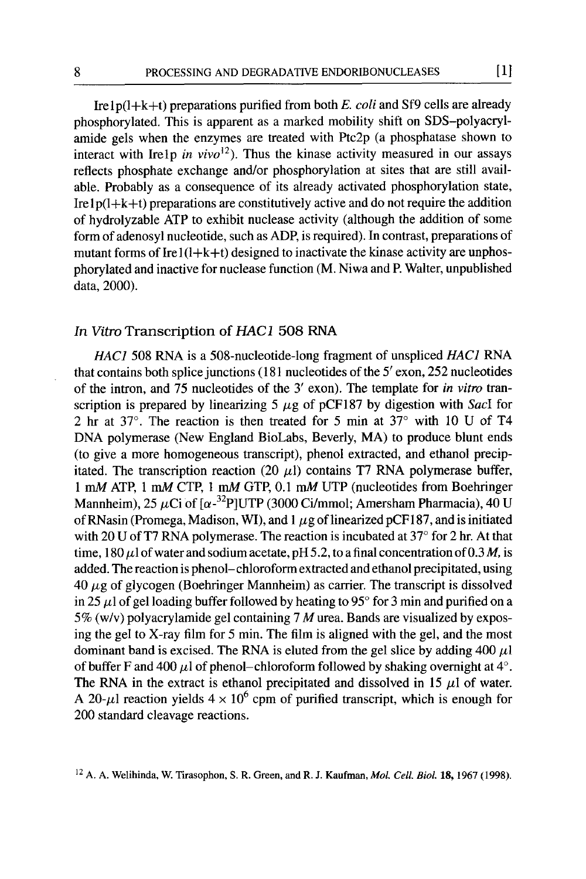Ire1p(1+k+t) preparations purified from both *E. coli* and Sf9 cells are already phosphorylated. This is apparent as a marked mobility shift on SDS–polyacrylamide gels when the enzymes are treated with Ptc2p (a phosphatase shown to interact with Ire1p *in vivo*[12]). Thus the kinase activity measured in our assays reflects phosphate exchange and/or phosphorylation at sites that are still available. Probably as a consequence of its already activated phosphorylation state, Ire1p(1+k+t) preparations are constitutively active and do not require the addition of hydrolyzable ATP to exhibit nuclease activity (although the addition of some form of adenosyl nucleotide, such as ADP, is required). In contrast, preparations of mutant forms of Ire1(1+k+t) designed to inactivate the kinase activity are unphosphorylated and inactive for nuclease function (M. Niwa and P. Walter, unpublished data, 2000).

## *In Vitro* Transcription of *HAC1* 508 RNA

*HAC1* 508 RNA is a 508-nucleotide-long fragment of unspliced *HAC1* RNA that contains both splice junctions (181 nucleotides of the 5′ exon, 252 nucleotides of the intron, and 75 nucleotides of the 3′ exon). The template for *in vitro* transcription is prepared by linearizing 5 $\mu$g of pCF187 by digestion with *Sac*I for 2 hr at 37°. The reaction is then treated for 5 min at 37° with 10 U of T4 DNA polymerase (New England BioLabs, Beverly, MA) to produce blunt ends (to give a more homogeneous transcript), phenol extracted, and ethanol precipitated. The transcription reaction (20 $\mu$l) contains T7 RNA polymerase buffer, 1 m*M* ATP, 1 m*M* CTP, 1 m*M* GTP, 0.1 m*M* UTP (nucleotides from Boehringer Mannheim), 25 $\mu$Ci of [$\alpha$-$^{32}$P]UTP (3000 Ci/mmol; Amersham Pharmacia), 40 U of RNasin (Promega, Madison, WI), and 1 $\mu$g of linearized pCF187, and is initiated with 20 U of T7 RNA polymerase. The reaction is incubated at 37° for 2 hr. At that time, 180 $\mu$l of water and sodium acetate, pH 5.2, to a final concentration of 0.3 *M*, is added. The reaction is phenol–chloroform extracted and ethanol precipitated, using 40 $\mu$g of glycogen (Boehringer Mannheim) as carrier. The transcript is dissolved in 25 $\mu$l of gel loading buffer followed by heating to 95° for 3 min and purified on a 5% (w/v) polyacrylamide gel containing 7 *M* urea. Bands are visualized by exposing the gel to X-ray film for 5 min. The film is aligned with the gel, and the most dominant band is excised. The RNA is eluted from the gel slice by adding 400 $\mu$l of buffer F and 400 $\mu$l of phenol–chloroform followed by shaking overnight at 4°. The RNA in the extract is ethanol precipitated and dissolved in 15 $\mu$l of water. A 20-$\mu$l reaction yields $4 \times 10^6$ cpm of purified transcript, which is enough for 200 standard cleavage reactions.

[12] A. A. Welihinda, W. Tirasophon, S. R. Green, and R. J. Kaufman, *Mol. Cell. Biol.* **18**, 1967 (1998).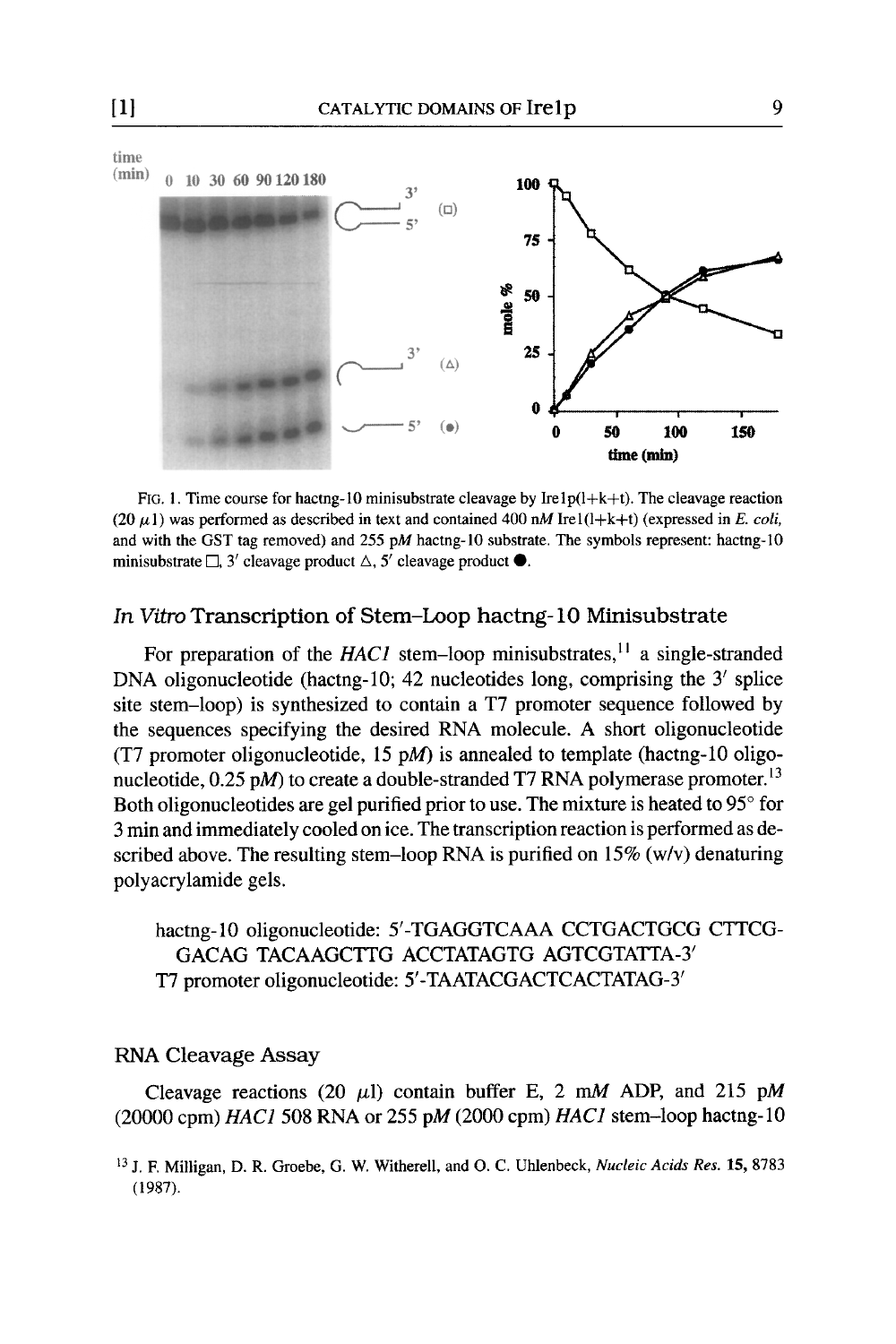FIG. 1. Time course for hactng-10 minisubstrate cleavage by Ire1p(l+k+t). The cleavage reaction (20 $\mu$l) was performed as described in text and contained 400 n*M* Ire1(l+k+t) (expressed in *E. coli*, and with the GST tag removed) and 255 p*M* hactng-10 substrate. The symbols represent: hactng-10 minisubstrate □, 3′ cleavage product △, 5′ cleavage product ●.

## *In Vitro* Transcription of Stem–Loop hactng-10 Minisubstrate

For preparation of the *HAC1* stem–loop minisubstrates,[11] a single-stranded DNA oligonucleotide (hactng-10; 42 nucleotides long, comprising the 3′ splice site stem–loop) is synthesized to contain a T7 promoter sequence followed by the sequences specifying the desired RNA molecule. A short oligonucleotide (T7 promoter oligonucleotide, 15 p*M*) is annealed to template (hactng-10 oligonucleotide, 0.25 p*M*) to create a double-stranded T7 RNA polymerase promoter.[13] Both oligonucleotides are gel purified prior to use. The mixture is heated to 95° for 3 min and immediately cooled on ice. The transcription reaction is performed as described above. The resulting stem–loop RNA is purified on 15% (w/v) denaturing polyacrylamide gels.

hactng-10 oligonucleotide: 5′-TGAGGTCAAA CCTGACTGCG CTTCGGACAG TACAAGCTTG ACCTATAGTG AGTCGTATTA-3′
T7 promoter oligonucleotide: 5′-TAATACGACTCACTATAG-3′

### RNA Cleavage Assay

Cleavage reactions (20 $\mu$l) contain buffer E, 2 m*M* ADP, and 215 p*M* (20000 cpm) *HAC1* 508 RNA or 255 p*M* (2000 cpm) *HAC1* stem–loop hactng-10

[13] J. F. Milligan, D. R. Groebe, G. W. Witherell, and O. C. Uhlenbeck, *Nucleic Acids Res.* **15,** 8783 (1987).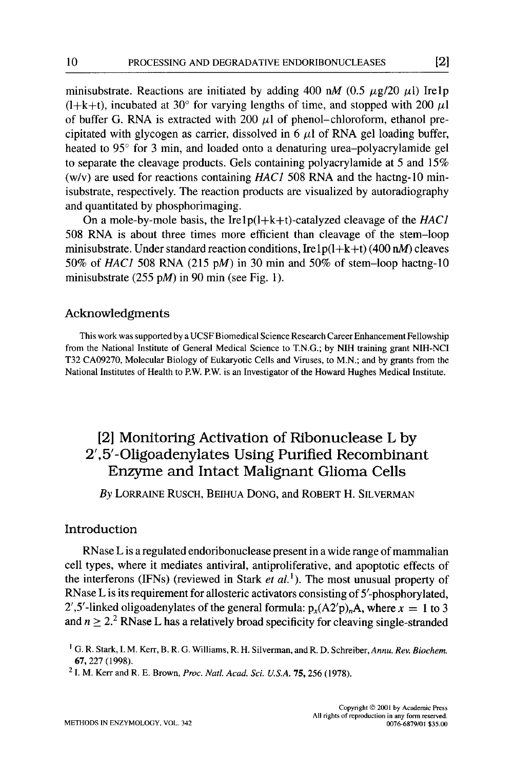minisubstrate. Reactions are initiated by adding 400 n$M$ (0.5 $\mu$g/20 $\mu$l) Ire1p (1+k+t), incubated at 30° for varying lengths of time, and stopped with 200 $\mu$l of buffer G. RNA is extracted with 200 $\mu$l of phenol–chloroform, ethanol precipitated with glycogen as carrier, dissolved in 6 $\mu$l of RNA gel loading buffer, heated to 95° for 3 min, and loaded onto a denaturing urea–polyacrylamide gel to separate the cleavage products. Gels containing polyacrylamide at 5 and 15% (w/v) are used for reactions containing *HAC1* 508 RNA and the hactng-10 minisubstrate, respectively. The reaction products are visualized by autoradiography and quantitated by phosphorimaging.

On a mole-by-mole basis, the Ire1p(1+k+t)-catalyzed cleavage of the *HAC1* 508 RNA is about three times more efficient than cleavage of the stem–loop minisubstrate. Under standard reaction conditions, Ire1p(1+k+t) (400 n$M$) cleaves 50% of *HAC1* 508 RNA (215 p$M$) in 30 min and 50% of stem–loop hactng-10 minisubstrate (255 p$M$) in 90 min (see Fig. 1).

## Acknowledgments

This work was supported by a UCSF Biomedical Science Research Career Enhancement Fellowship from the National Institute of General Medical Science to T.N.G.; by NIH training grant NIH-NCI T32 CA09270, Molecular Biology of Eukaryotic Cells and Viruses, to M.N.; and by grants from the National Institutes of Health to P.W. P.W. is an Investigator of the Howard Hughes Medical Institute.

# [2] Monitoring Activation of Ribonuclease L by 2′,5′-Oligoadenylates Using Purified Recombinant Enzyme and Intact Malignant Glioma Cells

*By* LORRAINE RUSCH, BEIHUA DONG, and ROBERT H. SILVERMAN

## Introduction

RNase L is a regulated endoribonuclease present in a wide range of mammalian cell types, where it mediates antiviral, antiproliferative, and apoptotic effects of the interferons (IFNs) (reviewed in Stark *et al.*[1]). The most unusual property of RNase L is its requirement for allosteric activators consisting of 5′-phosphorylated, 2′,5′-linked oligoadenylates of the general formula: $p_x(A2'p)_nA$, where $x = 1$ to 3 and $n \geq 2$.[2] RNase L has a relatively broad specificity for cleaving single-stranded

[1] G. R. Stark, I. M. Kerr, B. R. G. Williams, R. H. Silverman, and R. D. Schreiber, *Annu. Rev. Biochem.* **67**, 227 (1998).

[2] I. M. Kerr and R. E. Brown, *Proc. Natl. Acad. Sci. U.S.A.* **75**, 256 (1978).

Copyright © 2001 by Academic Press
All rights of reproduction in any form reserved.
0076-6879/01 $35.00